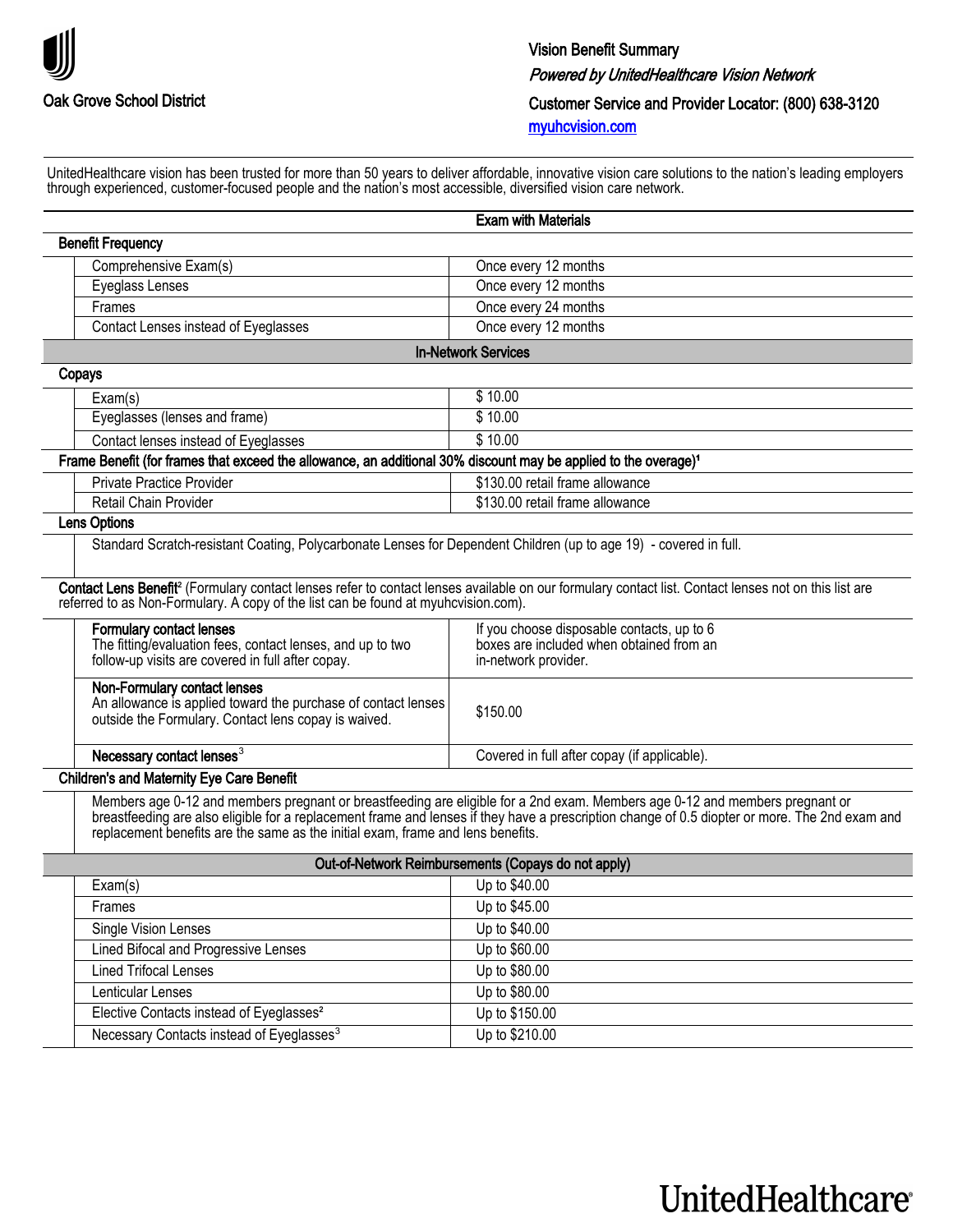Oak Grove School District

**Vision Benefit Summary**

***Powered by UnitedHealthcare Vision Network***

**Customer Service and Provider Locator: (800) 638-3120**

myuhcvision.com

UnitedHealthcare vision has been trusted for more than 50 years to deliver affordable, innovative vision care solutions to the nation's leading employers through experienced, customer-focused people and the nation's most accessible, diversified vision care network.

| | Exam with Materials |
|---|---|
| **Benefit Frequency** | |
| Comprehensive Exam(s) | Once every 12 months |
| Eyeglass Lenses | Once every 12 months |
| Frames | Once every 24 months |
| Contact Lenses instead of Eyeglasses | Once every 12 months |

**In-Network Services**

| **Copays** | |
|---|---|
| Exam(s) | $ 10.00 |
| Eyeglasses (lenses and frame) | $ 10.00 |
| Contact lenses instead of Eyeglasses | $ 10.00 |

**Frame Benefit (for frames that exceed the allowance, an additional 30% discount may be applied to the overage)[1]**

| | |
|---|---|
| Private Practice Provider | $130.00 retail frame allowance |
| Retail Chain Provider | $130.00 retail frame allowance |

**Lens Options**

Standard Scratch-resistant Coating, Polycarbonate Lenses for Dependent Children (up to age 19) - covered in full.

**Contact Lens Benefit**[2] (Formulary contact lenses refer to contact lenses available on our formulary contact list. Contact lenses not on this list are referred to as Non-Formulary. A copy of the list can be found at myuhcvision.com).

| | |
|---|---|
| **Formulary contact lenses** The fitting/evaluation fees, contact lenses, and up to two follow-up visits are covered in full after copay. | If you choose disposable contacts, up to 6 boxes are included when obtained from an in-network provider. |
| **Non-Formulary contact lenses** An allowance is applied toward the purchase of contact lenses outside the Formulary. Contact lens copay is waived. | $150.00 |
| **Necessary contact lenses**[3] | Covered in full after copay (if applicable). |

**Children's and Maternity Eye Care Benefit**

Members age 0-12 and members pregnant or breastfeeding are eligible for a 2nd exam. Members age 0-12 and members pregnant or breastfeeding are also eligible for a replacement frame and lenses if they have a prescription change of 0.5 diopter or more. The 2nd exam and replacement benefits are the same as the initial exam, frame and lens benefits.

**Out-of-Network Reimbursements (Copays do not apply)**

| | |
|---|---|
| Exam(s) | Up to $40.00 |
| Frames | Up to $45.00 |
| Single Vision Lenses | Up to $40.00 |
| Lined Bifocal and Progressive Lenses | Up to $60.00 |
| Lined Trifocal Lenses | Up to $80.00 |
| Lenticular Lenses | Up to $80.00 |
| Elective Contacts instead of Eyeglasses[2] | Up to $150.00 |
| Necessary Contacts instead of Eyeglasses[3] | Up to $210.00 |

UnitedHealthcare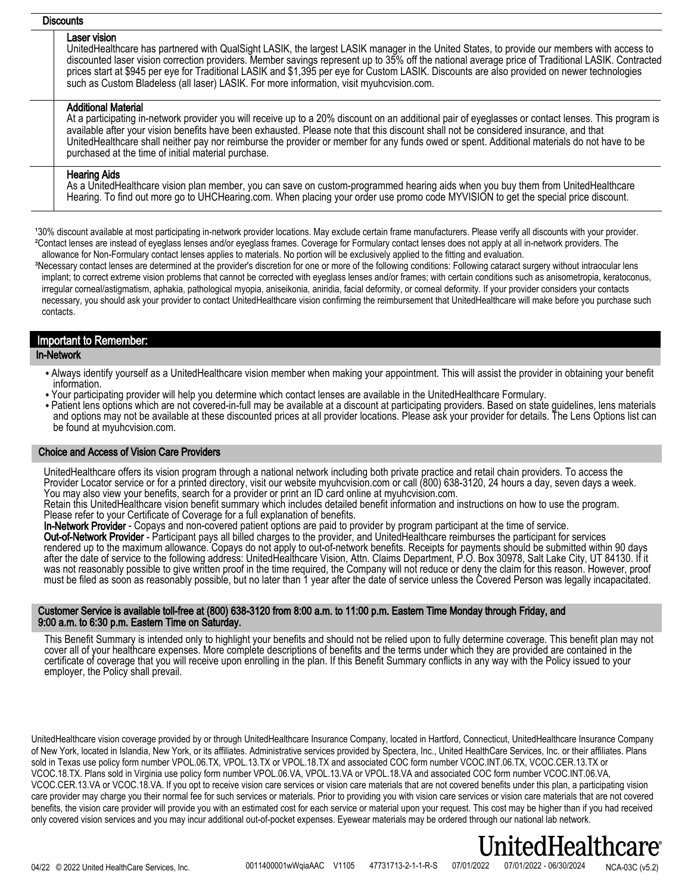| Discounts | |
|---|---|
| | **Laser vision**<br>UnitedHealthcare has partnered with QualSight LASIK, the largest LASIK manager in the United States, to provide our members with access to discounted laser vision correction providers. Member savings represent up to 35% off the national average price of Traditional LASIK. Contracted prices start at \$945 per eye for Traditional LASIK and \$1,395 per eye for Custom LASIK. Discounts are also provided on newer technologies such as Custom Bladeless (all laser) LASIK. For more information, visit myuhcvision.com. |
| | **Additional Material**<br>At a participating in-network provider you will receive up to a 20% discount on an additional pair of eyeglasses or contact lenses. This program is available after your vision benefits have been exhausted. Please note that this discount shall not be considered insurance, and that UnitedHealthcare shall neither pay nor reimburse the provider or member for any funds owed or spent. Additional materials do not have to be purchased at the time of initial material purchase. |
| | **Hearing Aids**<br>As a UnitedHealthcare vision plan member, you can save on custom-programmed hearing aids when you buy them from UnitedHealthcare Hearing. To find out more go to UHCHearing.com. When placing your order use promo code MYVISION to get the special price discount. |

[1]30% discount available at most participating in-network provider locations. May exclude certain frame manufacturers. Please verify all discounts with your provider.
[2]Contact lenses are instead of eyeglass lenses and/or eyeglass frames. Coverage for Formulary contact lenses does not apply at all in-network providers. The allowance for Non-Formulary contact lenses applies to materials. No portion will be exclusively applied to the fitting and evaluation.
[3]Necessary contact lenses are determined at the provider's discretion for one or more of the following conditions: Following cataract surgery without intraocular lens implant; to correct extreme vision problems that cannot be corrected with eyeglass lenses and/or frames; with certain conditions such as anisometropia, keratoconus, irregular corneal/astigmatism, aphakia, pathological myopia, aniseikonia, aniridia, facial deformity, or corneal deformity. If your provider considers your contacts necessary, you should ask your provider to contact UnitedHealthcare vision confirming the reimbursement that UnitedHealthcare will make before you purchase such contacts.

## Important to Remember:

### In-Network

- Always identify yourself as a UnitedHealthcare vision member when making your appointment. This will assist the provider in obtaining your benefit information.
- Your participating provider will help you determine which contact lenses are available in the UnitedHealthcare Formulary.
- Patient lens options which are not covered-in-full may be available at a discount at participating providers. Based on state guidelines, lens materials and options may not be available at these discounted prices at all provider locations. Please ask your provider for details. The Lens Options list can be found at myuhcvision.com.

### Choice and Access of Vision Care Providers

UnitedHealthcare offers its vision program through a national network including both private practice and retail chain providers. To access the Provider Locator service or for a printed directory, visit our website myuhcvision.com or call (800) 638-3120, 24 hours a day, seven days a week. You may also view your benefits, search for a provider or print an ID card online at myuhcvision.com.
Retain this UnitedHealthcare vision benefit summary which includes detailed benefit information and instructions on how to use the program. Please refer to your Certificate of Coverage for a full explanation of benefits.
**In-Network Provider** - Copays and non-covered patient options are paid to provider by program participant at the time of service.
**Out-of-Network Provider** - Participant pays all billed charges to the provider, and UnitedHealthcare reimburses the participant for services rendered up to the maximum allowance. Copays do not apply to out-of-network benefits. Receipts for payments should be submitted within 90 days after the date of service to the following address: UnitedHealthcare Vision, Attn. Claims Department, P.O. Box 30978, Salt Lake City, UT 84130. If it was not reasonably possible to give written proof in the time required, the Company will not reduce or deny the claim for this reason. However, proof must be filed as soon as reasonably possible, but no later than 1 year after the date of service unless the Covered Person was legally incapacitated.

### Customer Service is available toll-free at (800) 638-3120 from 8:00 a.m. to 11:00 p.m. Eastern Time Monday through Friday, and 9:00 a.m. to 6:30 p.m. Eastern Time on Saturday.

This Benefit Summary is intended only to highlight your benefits and should not be relied upon to fully determine coverage. This benefit plan may not cover all of your healthcare expenses. More complete descriptions of benefits and the terms under which they are provided are contained in the certificate of coverage that you will receive upon enrolling in the plan. If this Benefit Summary conflicts in any way with the Policy issued to your employer, the Policy shall prevail.

UnitedHealthcare vision coverage provided by or through UnitedHealthcare Insurance Company, located in Hartford, Connecticut, UnitedHealthcare Insurance Company of New York, located in Islandia, New York, or its affiliates. Administrative services provided by Spectera, Inc., United HealthCare Services, Inc. or their affiliates. Plans sold in Texas use policy form number VPOL.06.TX, VPOL.13.TX or VPOL.18.TX and associated COC form number VCOC.INT.06.TX, VCOC.CER.13.TX or VCOC.18.TX. Plans sold in Virginia use policy form number VPOL.06.VA, VPOL.13.VA or VPOL.18.VA and associated COC form number VCOC.INT.06.VA, VCOC.CER.13.VA or VCOC.18.VA. If you opt to receive vision care services or vision care materials that are not covered benefits under this plan, a participating vision care provider may charge you their normal fee for such services or materials. Prior to providing you with vision care services or vision care materials that are not covered benefits, the vision care provider will provide you with an estimated cost for each service or material upon your request. This cost may be higher than if you had received only covered vision services and you may incur additional out-of-pocket expenses. Eyewear materials may be ordered through our national lab network.

UnitedHealthcare®

04/22 © 2022 United HealthCare Services, Inc. 0011400001wWqiaAAC V1105 47731713-2-1-1-R-S 07/01/2022 07/01/2022 - 06/30/2024 NCA-03C (v5.2)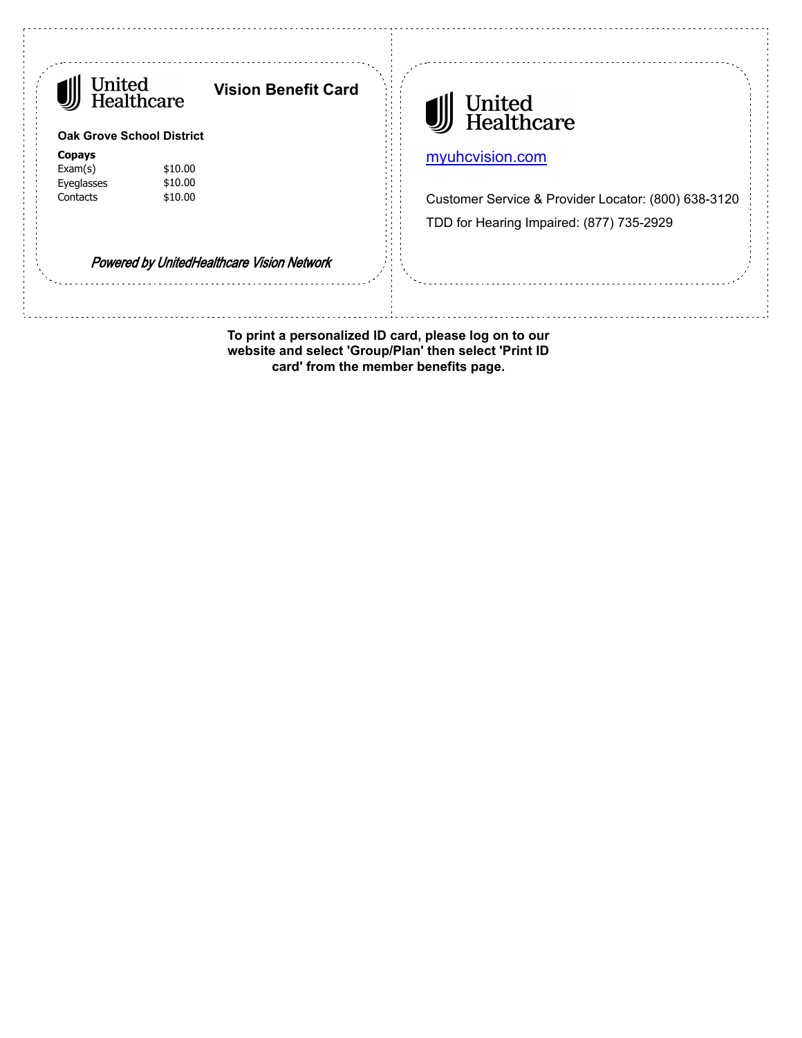United Healthcare

**Vision Benefit Card**

**Oak Grove School District**

| **Copays** | |
|---|---|
| Exam(s) | $10.00 |
| Eyeglasses | $10.00 |
| Contacts | $10.00 |

*Powered by UnitedHealthcare Vision Network*

United Healthcare

myuhcvision.com

Customer Service & Provider Locator: (800) 638-3120

TDD for Hearing Impaired: (877) 735-2929

**To print a personalized ID card, please log on to our website and select 'Group/Plan' then select 'Print ID card' from the member benefits page.**